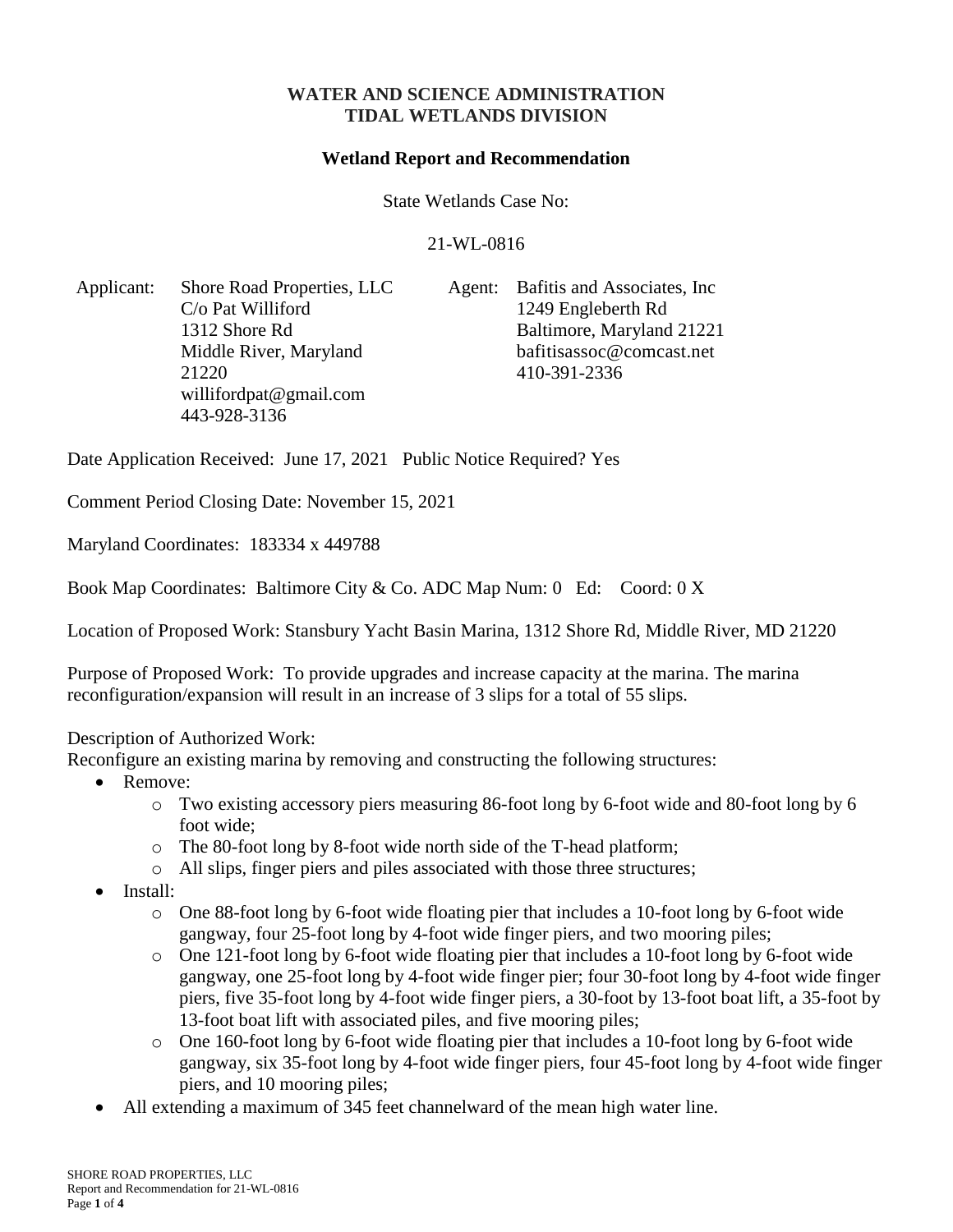# WATER AND SCIENCE ADMINISTRATION
# TIDAL WETLANDS DIVISION

## Wetland Report and Recommendation

State Wetlands Case No:

21-WL-0816

Applicant: Shore Road Properties, LLC
C/o Pat Williford
1312 Shore Rd
Middle River, Maryland 21220
willifordpat@gmail.com
443-928-3136

Agent: Bafitis and Associates, Inc
1249 Engleberth Rd
Baltimore, Maryland 21221
bafitisassoc@comcast.net
410-391-2336

Date Application Received: June 17, 2021 Public Notice Required? Yes

Comment Period Closing Date: November 15, 2021

Maryland Coordinates: 183334 x 449788

Book Map Coordinates: Baltimore City & Co. ADC Map Num: 0 Ed: Coord: 0 X

Location of Proposed Work: Stansbury Yacht Basin Marina, 1312 Shore Rd, Middle River, MD 21220

Purpose of Proposed Work: To provide upgrades and increase capacity at the marina. The marina reconfiguration/expansion will result in an increase of 3 slips for a total of 55 slips.

Description of Authorized Work:
Reconfigure an existing marina by removing and constructing the following structures:

- Remove:
  - Two existing accessory piers measuring 86-foot long by 6-foot wide and 80-foot long by 6 foot wide;
  - The 80-foot long by 8-foot wide north side of the T-head platform;
  - All slips, finger piers and piles associated with those three structures;
- Install:
  - One 88-foot long by 6-foot wide floating pier that includes a 10-foot long by 6-foot wide gangway, four 25-foot long by 4-foot wide finger piers, and two mooring piles;
  - One 121-foot long by 6-foot wide floating pier that includes a 10-foot long by 6-foot wide gangway, one 25-foot long by 4-foot wide finger pier; four 30-foot long by 4-foot wide finger piers, five 35-foot long by 4-foot wide finger piers, a 30-foot by 13-foot boat lift, a 35-foot by 13-foot boat lift with associated piles, and five mooring piles;
  - One 160-foot long by 6-foot wide floating pier that includes a 10-foot long by 6-foot wide gangway, six 35-foot long by 4-foot wide finger piers, four 45-foot long by 4-foot wide finger piers, and 10 mooring piles;
- All extending a maximum of 345 feet channelward of the mean high water line.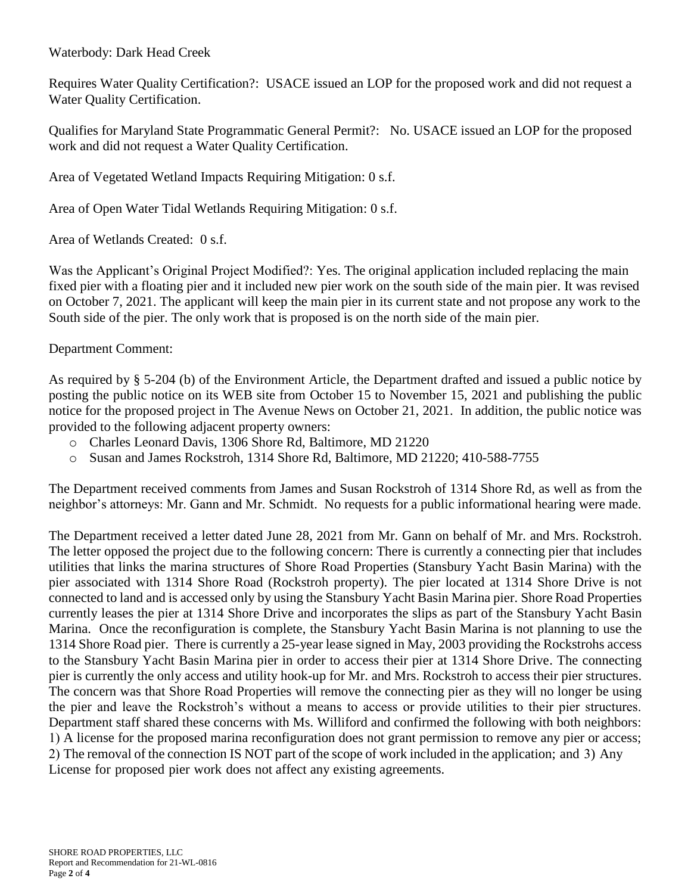Waterbody: Dark Head Creek

Requires Water Quality Certification?: USACE issued an LOP for the proposed work and did not request a Water Quality Certification.

Qualifies for Maryland State Programmatic General Permit?: No. USACE issued an LOP for the proposed work and did not request a Water Quality Certification.

Area of Vegetated Wetland Impacts Requiring Mitigation: 0 s.f.

Area of Open Water Tidal Wetlands Requiring Mitigation: 0 s.f.

Area of Wetlands Created: 0 s.f.

Was the Applicant's Original Project Modified?: Yes. The original application included replacing the main fixed pier with a floating pier and it included new pier work on the south side of the main pier. It was revised on October 7, 2021. The applicant will keep the main pier in its current state and not propose any work to the South side of the pier. The only work that is proposed is on the north side of the main pier.

Department Comment:

As required by § 5-204 (b) of the Environment Article, the Department drafted and issued a public notice by posting the public notice on its WEB site from October 15 to November 15, 2021 and publishing the public notice for the proposed project in The Avenue News on October 21, 2021. In addition, the public notice was provided to the following adjacent property owners:

- Charles Leonard Davis, 1306 Shore Rd, Baltimore, MD 21220
- Susan and James Rockstroh, 1314 Shore Rd, Baltimore, MD 21220; 410-588-7755

The Department received comments from James and Susan Rockstroh of 1314 Shore Rd, as well as from the neighbor's attorneys: Mr. Gann and Mr. Schmidt. No requests for a public informational hearing were made.

The Department received a letter dated June 28, 2021 from Mr. Gann on behalf of Mr. and Mrs. Rockstroh. The letter opposed the project due to the following concern: There is currently a connecting pier that includes utilities that links the marina structures of Shore Road Properties (Stansbury Yacht Basin Marina) with the pier associated with 1314 Shore Road (Rockstroh property). The pier located at 1314 Shore Drive is not connected to land and is accessed only by using the Stansbury Yacht Basin Marina pier. Shore Road Properties currently leases the pier at 1314 Shore Drive and incorporates the slips as part of the Stansbury Yacht Basin Marina. Once the reconfiguration is complete, the Stansbury Yacht Basin Marina is not planning to use the 1314 Shore Road pier. There is currently a 25-year lease signed in May, 2003 providing the Rockstrohs access to the Stansbury Yacht Basin Marina pier in order to access their pier at 1314 Shore Drive. The connecting pier is currently the only access and utility hook-up for Mr. and Mrs. Rockstroh to access their pier structures. The concern was that Shore Road Properties will remove the connecting pier as they will no longer be using the pier and leave the Rockstroh's without a means to access or provide utilities to their pier structures. Department staff shared these concerns with Ms. Williford and confirmed the following with both neighbors: 1) A license for the proposed marina reconfiguration does not grant permission to remove any pier or access; 2) The removal of the connection IS NOT part of the scope of work included in the application; and 3) Any License for proposed pier work does not affect any existing agreements.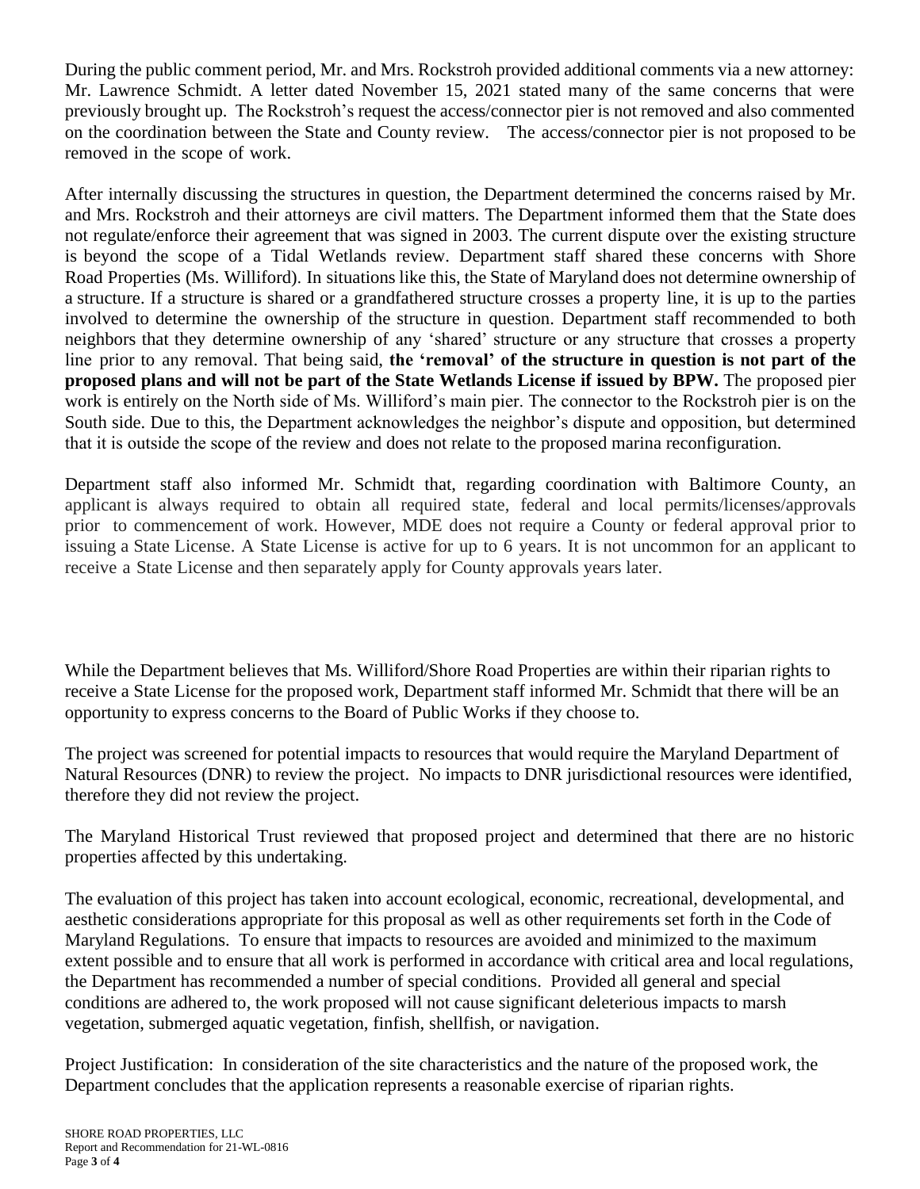During the public comment period, Mr. and Mrs. Rockstroh provided additional comments via a new attorney: Mr. Lawrence Schmidt. A letter dated November 15, 2021 stated many of the same concerns that were previously brought up. The Rockstroh's request the access/connector pier is not removed and also commented on the coordination between the State and County review. The access/connector pier is not proposed to be removed in the scope of work.

After internally discussing the structures in question, the Department determined the concerns raised by Mr. and Mrs. Rockstroh and their attorneys are civil matters. The Department informed them that the State does not regulate/enforce their agreement that was signed in 2003. The current dispute over the existing structure is beyond the scope of a Tidal Wetlands review. Department staff shared these concerns with Shore Road Properties (Ms. Williford). In situations like this, the State of Maryland does not determine ownership of a structure. If a structure is shared or a grandfathered structure crosses a property line, it is up to the parties involved to determine the ownership of the structure in question. Department staff recommended to both neighbors that they determine ownership of any 'shared' structure or any structure that crosses a property line prior to any removal. That being said, **the 'removal' of the structure in question is not part of the proposed plans and will not be part of the State Wetlands License if issued by BPW.** The proposed pier work is entirely on the North side of Ms. Williford's main pier. The connector to the Rockstroh pier is on the South side. Due to this, the Department acknowledges the neighbor's dispute and opposition, but determined that it is outside the scope of the review and does not relate to the proposed marina reconfiguration.

Department staff also informed Mr. Schmidt that, regarding coordination with Baltimore County, an applicant is always required to obtain all required state, federal and local permits/licenses/approvals prior to commencement of work. However, MDE does not require a County or federal approval prior to issuing a State License. A State License is active for up to 6 years. It is not uncommon for an applicant to receive a State License and then separately apply for County approvals years later.

While the Department believes that Ms. Williford/Shore Road Properties are within their riparian rights to receive a State License for the proposed work, Department staff informed Mr. Schmidt that there will be an opportunity to express concerns to the Board of Public Works if they choose to.

The project was screened for potential impacts to resources that would require the Maryland Department of Natural Resources (DNR) to review the project. No impacts to DNR jurisdictional resources were identified, therefore they did not review the project.

The Maryland Historical Trust reviewed that proposed project and determined that there are no historic properties affected by this undertaking.

The evaluation of this project has taken into account ecological, economic, recreational, developmental, and aesthetic considerations appropriate for this proposal as well as other requirements set forth in the Code of Maryland Regulations. To ensure that impacts to resources are avoided and minimized to the maximum extent possible and to ensure that all work is performed in accordance with critical area and local regulations, the Department has recommended a number of special conditions. Provided all general and special conditions are adhered to, the work proposed will not cause significant deleterious impacts to marsh vegetation, submerged aquatic vegetation, finfish, shellfish, or navigation.

Project Justification: In consideration of the site characteristics and the nature of the proposed work, the Department concludes that the application represents a reasonable exercise of riparian rights.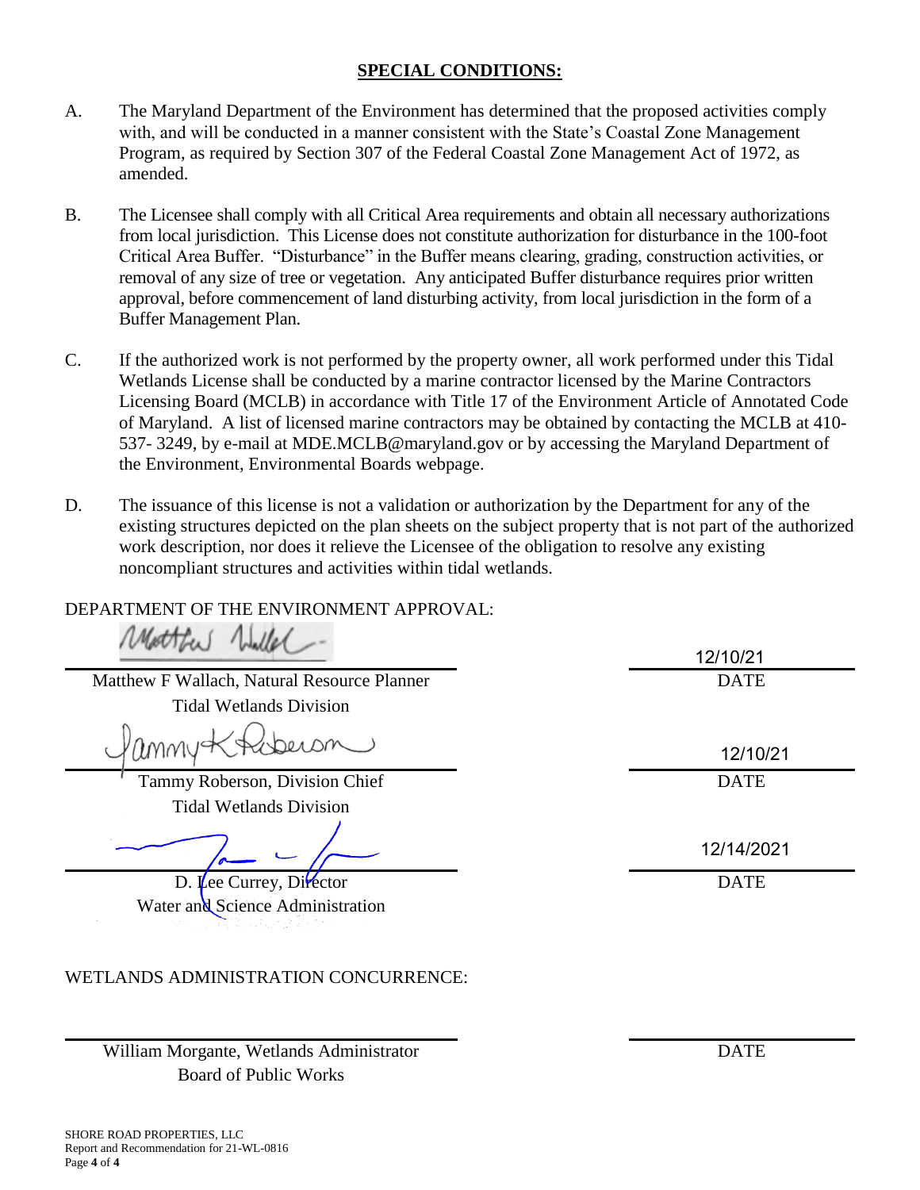## SPECIAL CONDITIONS:

A. The Maryland Department of the Environment has determined that the proposed activities comply with, and will be conducted in a manner consistent with the State's Coastal Zone Management Program, as required by Section 307 of the Federal Coastal Zone Management Act of 1972, as amended.

B. The Licensee shall comply with all Critical Area requirements and obtain all necessary authorizations from local jurisdiction. This License does not constitute authorization for disturbance in the 100-foot Critical Area Buffer. "Disturbance" in the Buffer means clearing, grading, construction activities, or removal of any size of tree or vegetation. Any anticipated Buffer disturbance requires prior written approval, before commencement of land disturbing activity, from local jurisdiction in the form of a Buffer Management Plan.

C. If the authorized work is not performed by the property owner, all work performed under this Tidal Wetlands License shall be conducted by a marine contractor licensed by the Marine Contractors Licensing Board (MCLB) in accordance with Title 17 of the Environment Article of Annotated Code of Maryland. A list of licensed marine contractors may be obtained by contacting the MCLB at 410-537- 3249, by e-mail at MDE.MCLB@maryland.gov or by accessing the Maryland Department of the Environment, Environmental Boards webpage.

D. The issuance of this license is not a validation or authorization by the Department for any of the existing structures depicted on the plan sheets on the subject property that is not part of the authorized work description, nor does it relieve the Licensee of the obligation to resolve any existing noncompliant structures and activities within tidal wetlands.

DEPARTMENT OF THE ENVIRONMENT APPROVAL:

Matthew F Wallach, Natural Resource Planner
Tidal Wetlands Division
DATE: 12/10/21

Tammy Roberson, Division Chief
Tidal Wetlands Division
DATE: 12/10/21

D. Lee Currey, Director
Water and Science Administration
DATE: 12/14/2021

WETLANDS ADMINISTRATION CONCURRENCE:

William Morgante, Wetlands Administrator
Board of Public Works
DATE:

SHORE ROAD PROPERTIES, LLC
Report and Recommendation for 21-WL-0816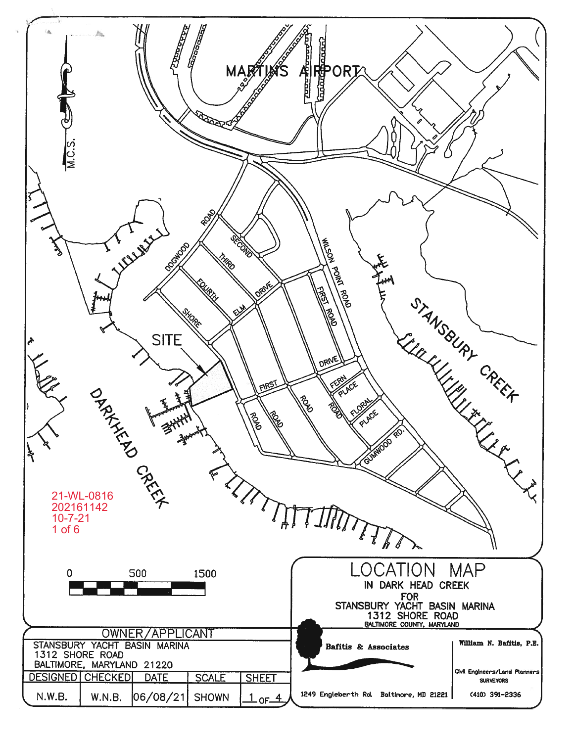MARTINS AIRPORT

M.C.S.

ROAD

DOGWOOD

SECOND

THIRD

FOURTH

SHORE

ELM

DRIVE

WILSON POINT ROAD

FIRST ROAD

DRIVE

SITE

FIRST

ROAD

ROAD

ROAD

ROAD

FERN PLACE

FLORAL PLACE

GUMWOOD RD.

STANSBURY CREEK

DARKHEAD CREEK

21-WL-0816
202161142
10-7-21
1 of 6

0 500 1500

# LOCATION MAP

IN DARK HEAD CREEK
FOR
STANSBURY YACHT BASIN MARINA
1312 SHORE ROAD
BALTIMORE COUNTY, MARYLAND

| OWNER/APPLICANT | | | | |
|---|---|---|---|---|
| STANSBURY YACHT BASIN MARINA<br>1312 SHORE ROAD<br>BALTIMORE, MARYLAND 21220 | | | | |
| DESIGNED | CHECKED | DATE | SCALE | SHEET |
| N.W.B. | W.N.B. | 06/08/21 | SHOWN | 1 OF 4 |

**Bafitis & Associates**

1249 Engleberth Rd. Baltimore, MD 21221

William N. Bafitis, P.E.

Civil Engineers/Land Planners
SURVEYORS

(410) 391-2336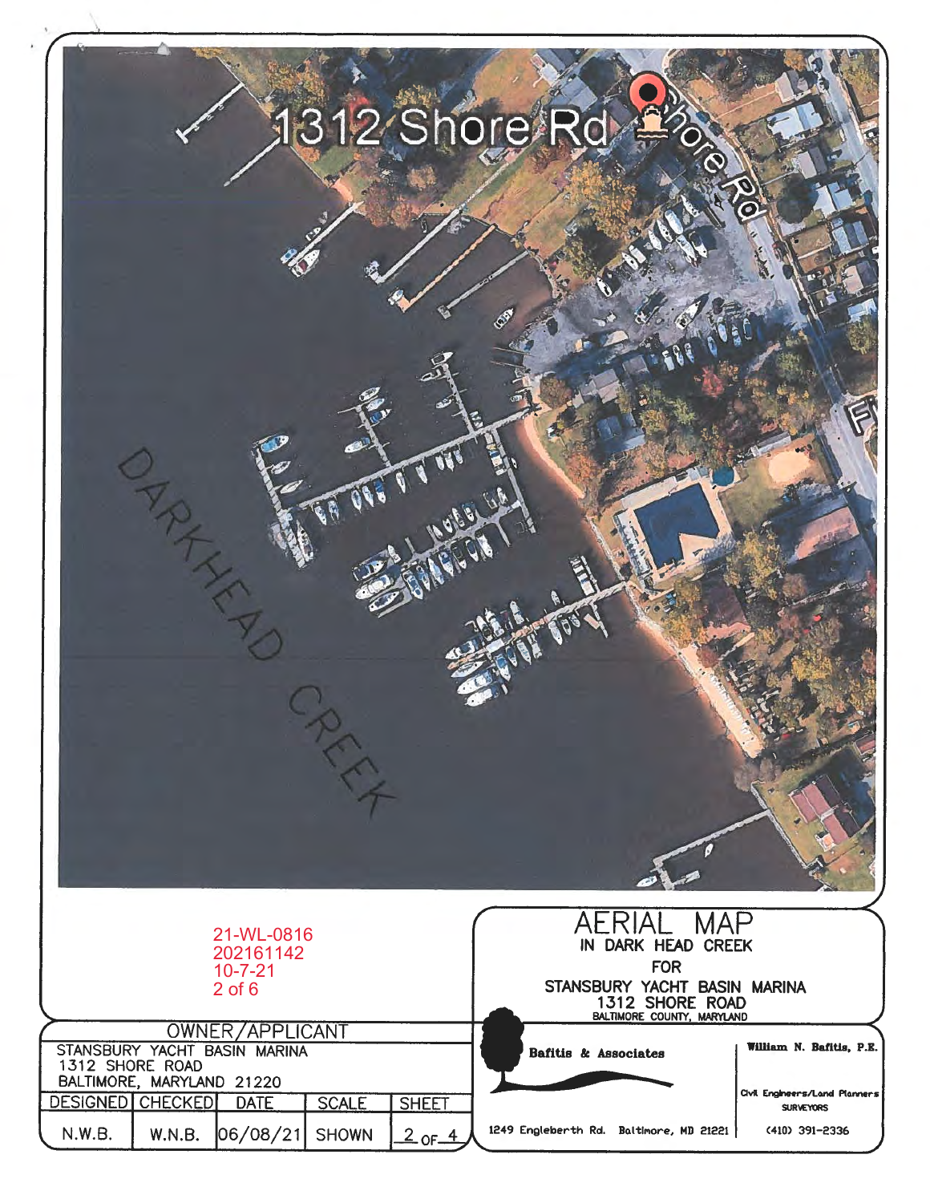1312 Shore Rd

Shore Rd

DARKHEAD CREEK

21-WL-0816
202161142
10-7-21
2 of 6

# AERIAL MAP

IN DARK HEAD CREEK

FOR

STANSBURY YACHT BASIN MARINA
1312 SHORE ROAD
BALTIMORE COUNTY, MARYLAND

| OWNER/APPLICANT | | | | |
|---|---|---|---|---|
| STANSBURY YACHT BASIN MARINA<br>1312 SHORE ROAD<br>BALTIMORE, MARYLAND 21220 | | | | |
| DESIGNED | CHECKED | DATE | SCALE | SHEET |
| N.W.B. | W.N.B. | 06/08/21 | SHOWN | 2 OF 4 |

**Bafitis & Associates**

**William N. Bafitis, P.E.**

Civil Engineers/Land Planners
SURVEYORS

1249 Engleberth Rd. Baltimore, MD 21221

(410) 391-2336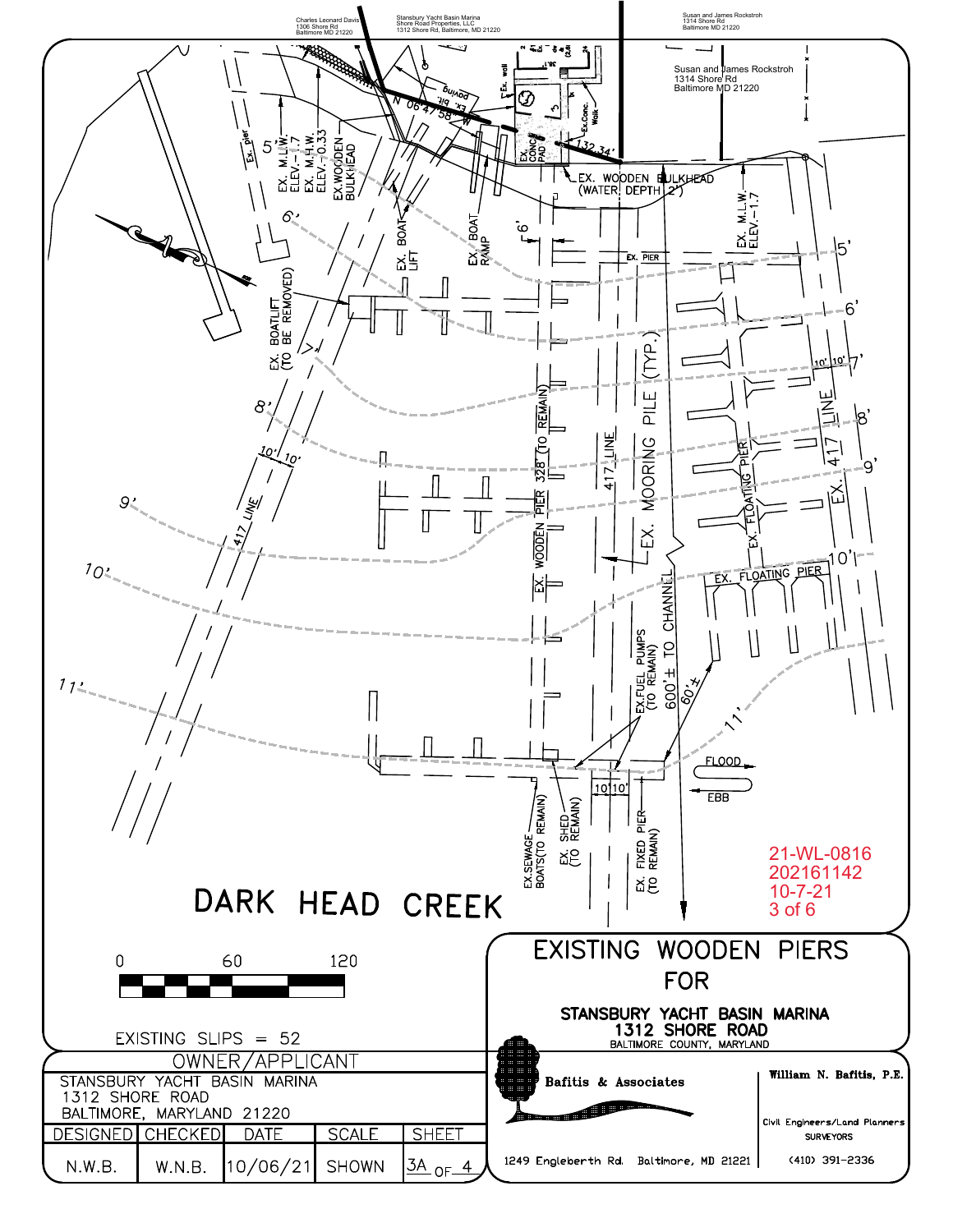Charles Leonard Davis
1306 Shore Rd
Baltimore MD 21220

Stansbury Yacht Basin Marina
Shore Road Properties, LLC
1312 Shore Rd, Baltimore, MD 21220

Susan and James Rockstroh
1314 Shore Rd
Baltimore MD 21220

Susan and James Rockstroh
1314 Shore Rd
Baltimore MD 21220

N 06°47'58" W

132.34'

Ex. pier
5'
EX. M.L.W. ELEV.-1.7
EX. M.H.W. ELEV.-0.33
EX.WOODEN BULKHEAD
Ex. wall
Ex. bit. paving
EX. CONC. PAD
Ex.Conc. Walk
EX. WOODEN BULKHEAD (WATER DEPTH 2')
EX. BOAT LIFT
EX. BOAT RAMP
6'
EX. PIER
EX. M.L.W. ELEV.-1.7
5'
6'
EX. BOATLIFT (TO BE REMOVED)
7'
10' 10' 7'
8'
EX. 417 LINE
8'
10' 10'
EX. WOODEN PIER 328' (TO REMAIN)
417 LINE
EX. MOORING PILE (TYP.)
EX. FLOATING PIER
9'
9'
417 LINE
10'
10'
EX. FLOATING PIER
11'
EX.FUEL PUMPS (TO REMAIN)
600'± TO CHANNEL
60'±
11'
FLOOD
EBB
10' 10'
EX.SEWAGE BOATS(TO REMAIN)
EX. SHED (TO REMAIN)
EX. FIXED PIER (TO REMAIN)

21-WL-0816
202161142
10-7-21
3 of 6

# DARK HEAD CREEK

0 60 120

EXISTING SLIPS = 52

## EXISTING WOODEN PIERS FOR

**STANSBURY YACHT BASIN MARINA**
**1312 SHORE ROAD**
BALTIMORE COUNTY, MARYLAND

| OWNER/APPLICANT | | | | |
|---|---|---|---|---|
| STANSBURY YACHT BASIN MARINA<br>1312 SHORE ROAD<br>BALTIMORE, MARYLAND 21220 | | | | |
| DESIGNED | CHECKED | DATE | SCALE | SHEET |
| N.W.B. | W.N.B. | 10/06/21 | SHOWN | 3A OF 4 |

**Bafitis & Associates**
1249 Engleberth Rd. Baltimore, MD 21221

**William N. Bafitis, P.E.**
Civil Engineers/Land Planners
SURVEYORS
(410) 391-2336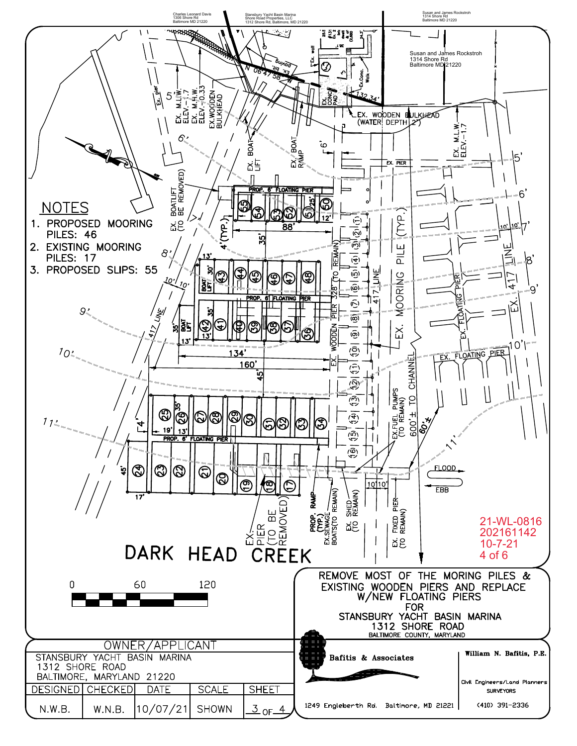Charles Leonard Davis
1306 Shore Rd
Baltimore MD 21220

Stansbury Yacht Basin Marina
Shore Road Properties, LLC
1312 Shore Rd, Baltimore, MD 21220

Susan and James Rockstroh
1314 Shore Rd
Baltimore MD 21220

## NOTES

1. PROPOSED MOORING PILES: 46
2. EXISTING MOORING PILES: 17
3. PROPOSED SLIPS: 55

EX. PIER

EX. M.L.W. ELEV.-1.7

EX. M.H.W. ELEV.-0.33

EX. WOODEN BULKHEAD

N 06°47'58" W

132.34'

EX. WOODEN BULKHEAD (WATER DEPTH 2')

EX. BOAT LIFT

EX. BOAT RAMP

EX. PIER

EX. BOATLIFT (TO BE REMOVED)

PROP. 6' FLOATING PIER

EX. WOODEN PIER 328' (TO REMAIN)

417 LINE

EX. MOORING PILE (TYP.)

EX. FLOATING PIER

EX. 417 LINE

EX. FUEL PUMPS (TO REMAIN)

600'± TO CHANNEL

60'±

FLOOD

EBB

EX. PIER (TO BE REMOVED)

PROP. RAMP (TYP.)

EX. SEWAGE BOATS (TO REMAIN)

EX. SHED (TO REMAIN)

EX. FIXED PIER (TO REMAIN)

21-WL-0816
202161142
10-7-21
4 of 6

# DARK HEAD CREEK

0 60 120

REMOVE MOST OF THE MORING PILES & EXISTING WOODEN PIERS AND REPLACE W/NEW FLOATING PIERS FOR STANSBURY YACHT BASIN MARINA
1312 SHORE ROAD
BALTIMORE COUNTY, MARYLAND

OWNER/APPLICANT
STANSBURY YACHT BASIN MARINA
1312 SHORE ROAD
BALTIMORE, MARYLAND 21220

| DESIGNED | CHECKED | DATE | SCALE | SHEET |
| --- | --- | --- | --- | --- |
| N.W.B. | W.N.B. | 10/07/21 | SHOWN | 3 OF 4 |

Bafitis & Associates
William N. Bafitis, P.E.
Civil Engineers/Land Planners
SURVEYORS
1249 Engleberth Rd. Baltimore, MD 21221 (410) 391-2336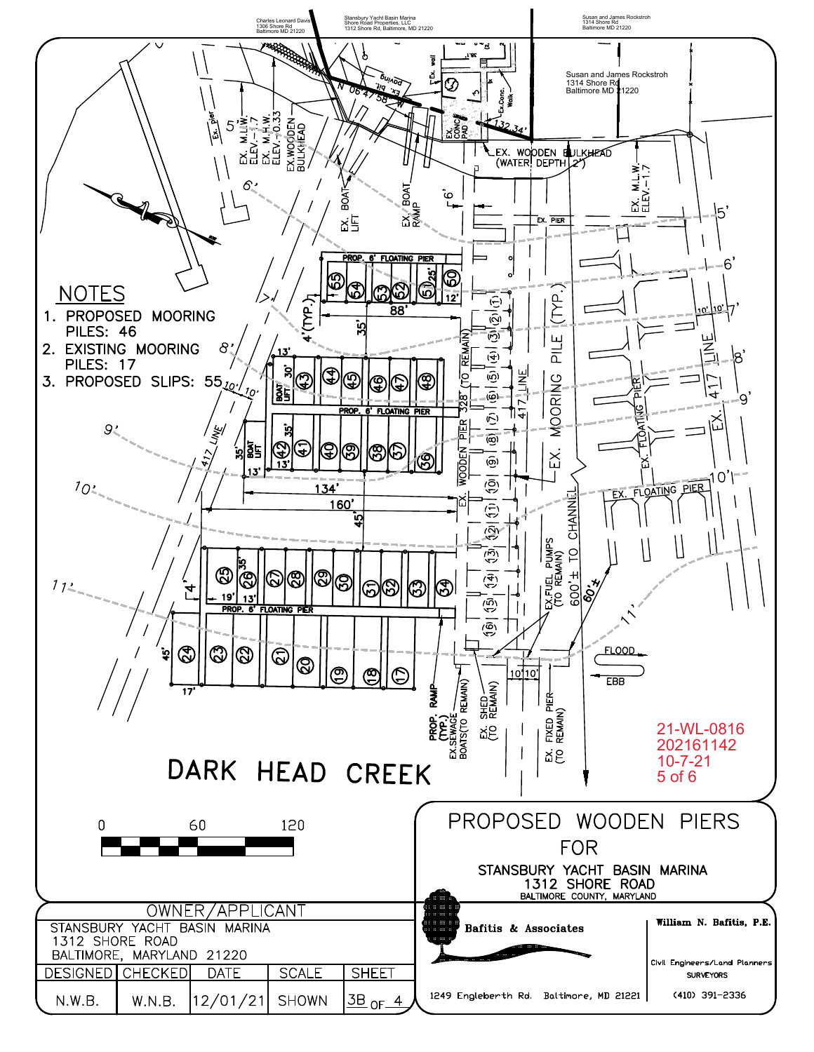Charles Leonard Davis
1306 Shore Rd
Baltimore MD 21220

Stansbury Yacht Basin Marina
Shore Road Properties, LLC
1312 Shore Rd, Baltimore, MD 21220

Susan and James Rockstroh
1314 Shore Rd
Baltimore MD 21220

## NOTES

1. PROPOSED MOORING PILES: 46
2. EXISTING MOORING PILES: 17
3. PROPOSED SLIPS: 55

EX. pier
EX. M.L.W. ELEV.-1.7
EX. M.H.W. ELEV.-0.33
EX. WOODEN BULKHEAD
N 06°47'58" W
EX. bit. paving
Ex. wall
EX. CONC. PAD
Ex. Conc. Walk
132.34'
EX. WOODEN BULKHEAD (WATER DEPTH 2')
EX. BOAT LIFT
EX. BOAT RAMP
EX. PIER
EX. M.L.W. ELEV.-1.7
PROP. 6' FLOATING PIER
EX. MOORING PILE (TYP.)
417 LINE
EX. 417 LINE
EX. FLOATING PIER
EX. WOODEN PIER 328' (TO REMAIN)
BOAT LIFT
PROP. 6' FLOATING PIER
EX. CHANNEL
600'± TO CHANNEL
60'±
EX. FUEL PUMPS (TO REMAIN)
PROP. 6' FLOATING PIER
FLOOD
EBB
PROP. RAMP (TYP.)
EX. SEWAGE BOATS (TO REMAIN)
EX. SHED (TO REMAIN)
EX. FIXED PIER (TO REMAIN)

# DARK HEAD CREEK

21-WL-0816
202161142
10-7-21
5 of 6

0 60 120

# PROPOSED WOODEN PIERS FOR

## STANSBURY YACHT BASIN MARINA
## 1312 SHORE ROAD
BALTIMORE COUNTY, MARYLAND

**Bafitis & Associates**

**William N. Bafitis, P.E.**

Civil Engineers/Land Planners
SURVEYORS

1249 Engleberth Rd. Baltimore, MD 21221 (410) 391-2336

| OWNER/APPLICANT | | | | |
|---|---|---|---|---|
| STANSBURY YACHT BASIN MARINA<br>1312 SHORE ROAD<br>BALTIMORE, MARYLAND 21220 | | | | |
| DESIGNED | CHECKED | DATE | SCALE | SHEET |
| N.W.B. | W.N.B. | 12/01/21 | SHOWN | 3B OF 4 |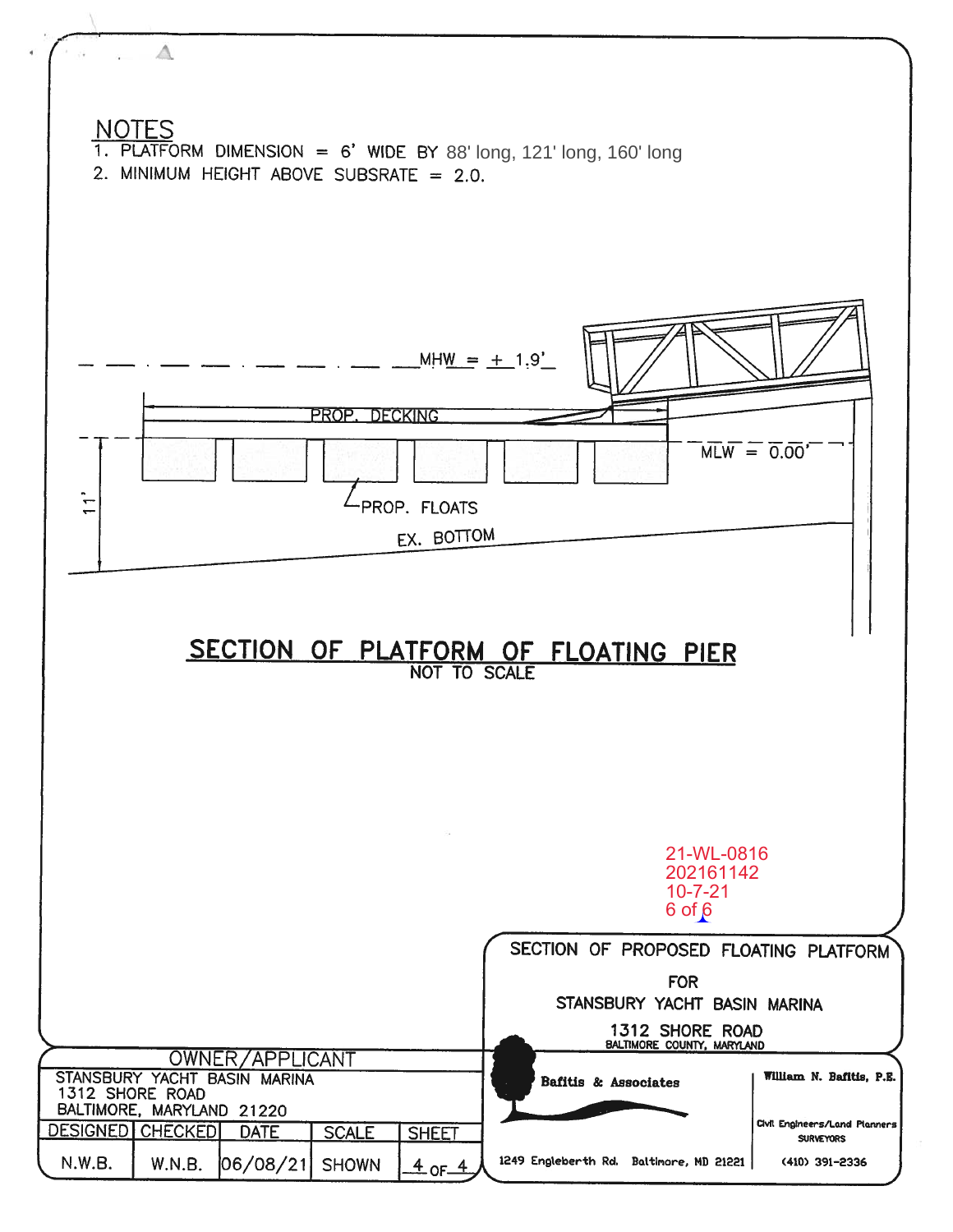## NOTES

1. PLATFORM DIMENSION = 6' WIDE BY 88' long, 121' long, 160' long
2. MINIMUM HEIGHT ABOVE SUBSRATE = 2.0.

MHW = + 1.9'

PROP. DECKING

MLW = 0.00'

11'

PROP. FLOATS

EX. BOTTOM

## SECTION OF PLATFORM OF FLOATING PIER

NOT TO SCALE

21-WL-0816
202161142
10-7-21
6 of 6

SECTION OF PROPOSED FLOATING PLATFORM
FOR
STANSBURY YACHT BASIN MARINA
1312 SHORE ROAD
BALTIMORE COUNTY, MARYLAND

**Bafitis & Associates**
1249 Engleberth Rd. Baltimore, MD 21221

**William N. Bafitis, P.E.**
Civil Engineers/Land Planners
SURVEYORS
(410) 391-2336

OWNER/APPLICANT
STANSBURY YACHT BASIN MARINA
1312 SHORE ROAD
BALTIMORE, MARYLAND 21220

| DESIGNED | CHECKED | DATE | SCALE | SHEET |
|---|---|---|---|---|
| N.W.B. | W.N.B. | 06/08/21 | SHOWN | 4 OF 4 |